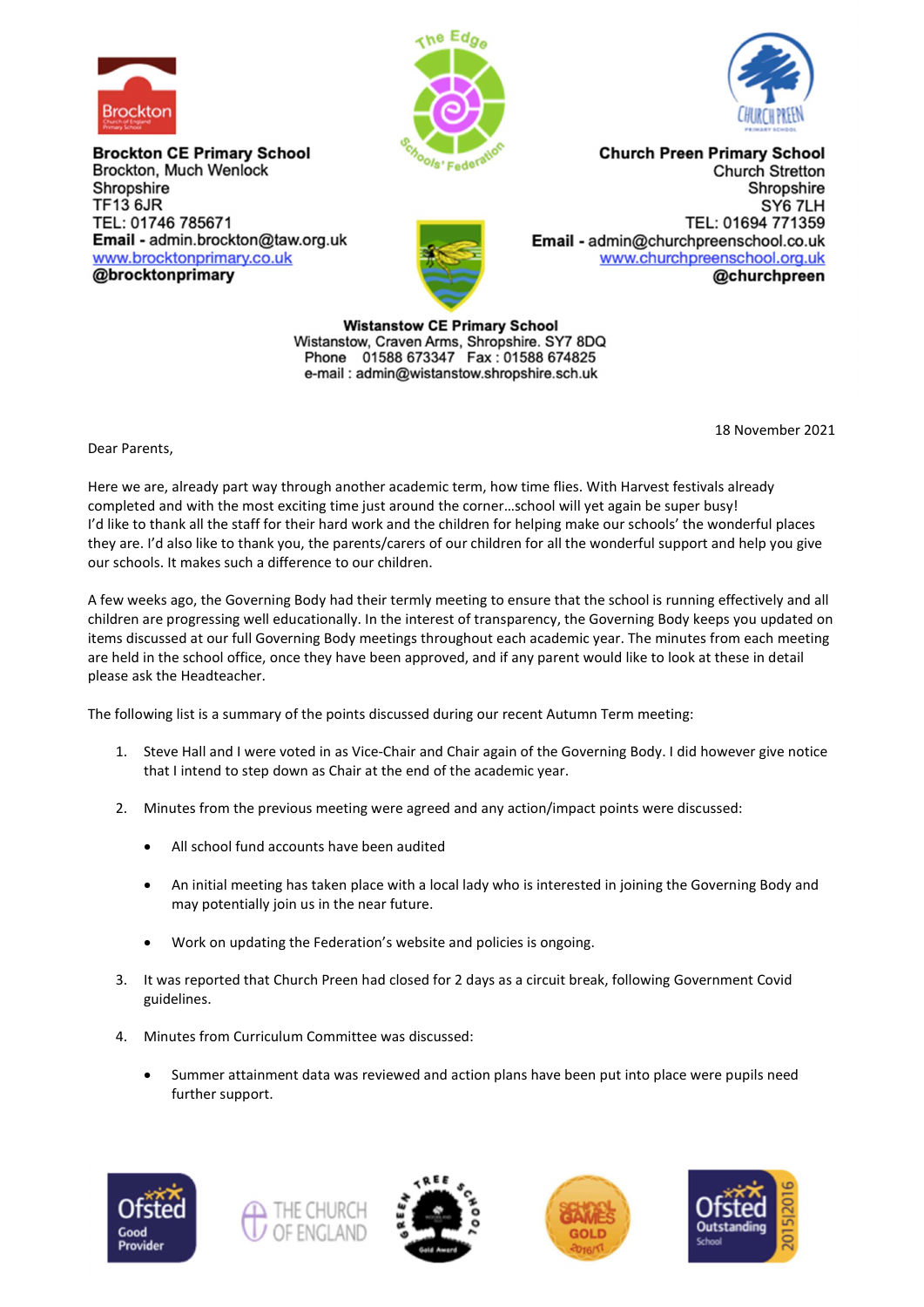**Brockton CE Primary School**
Brockton, Much Wenlock
Shropshire
TF13 6JR
TEL: 01746 785671
**Email** - admin.brockton@taw.org.uk
www.brocktonprimary.co.uk
**@brocktonprimary**

**Church Preen Primary School**
Church Stretton
Shropshire
SY6 7LH
TEL: 01694 771359
**Email** - admin@churchpreenschool.co.uk
www.churchpreenschool.org.uk
**@churchpreen**

**Wistanstow CE Primary School**
Wistanstow, Craven Arms, Shropshire. SY7 8DQ
Phone 01588 673347 Fax : 01588 674825
e-mail : admin@wistanstow.shropshire.sch.uk

18 November 2021

Dear Parents,

Here we are, already part way through another academic term, how time flies. With Harvest festivals already completed and with the most exciting time just around the corner…school will yet again be super busy!
I'd like to thank all the staff for their hard work and the children for helping make our schools' the wonderful places they are. I'd also like to thank you, the parents/carers of our children for all the wonderful support and help you give our schools. It makes such a difference to our children.

A few weeks ago, the Governing Body had their termly meeting to ensure that the school is running effectively and all children are progressing well educationally. In the interest of transparency, the Governing Body keeps you updated on items discussed at our full Governing Body meetings throughout each academic year. The minutes from each meeting are held in the school office, once they have been approved, and if any parent would like to look at these in detail please ask the Headteacher.

The following list is a summary of the points discussed during our recent Autumn Term meeting:

1. Steve Hall and I were voted in as Vice-Chair and Chair again of the Governing Body. I did however give notice that I intend to step down as Chair at the end of the academic year.

2. Minutes from the previous meeting were agreed and any action/impact points were discussed:

   - All school fund accounts have been audited

   - An initial meeting has taken place with a local lady who is interested in joining the Governing Body and may potentially join us in the near future.

   - Work on updating the Federation's website and policies is ongoing.

3. It was reported that Church Preen had closed for 2 days as a circuit break, following Government Covid guidelines.

4. Minutes from Curriculum Committee was discussed:

   - Summer attainment data was reviewed and action plans have been put into place were pupils need further support.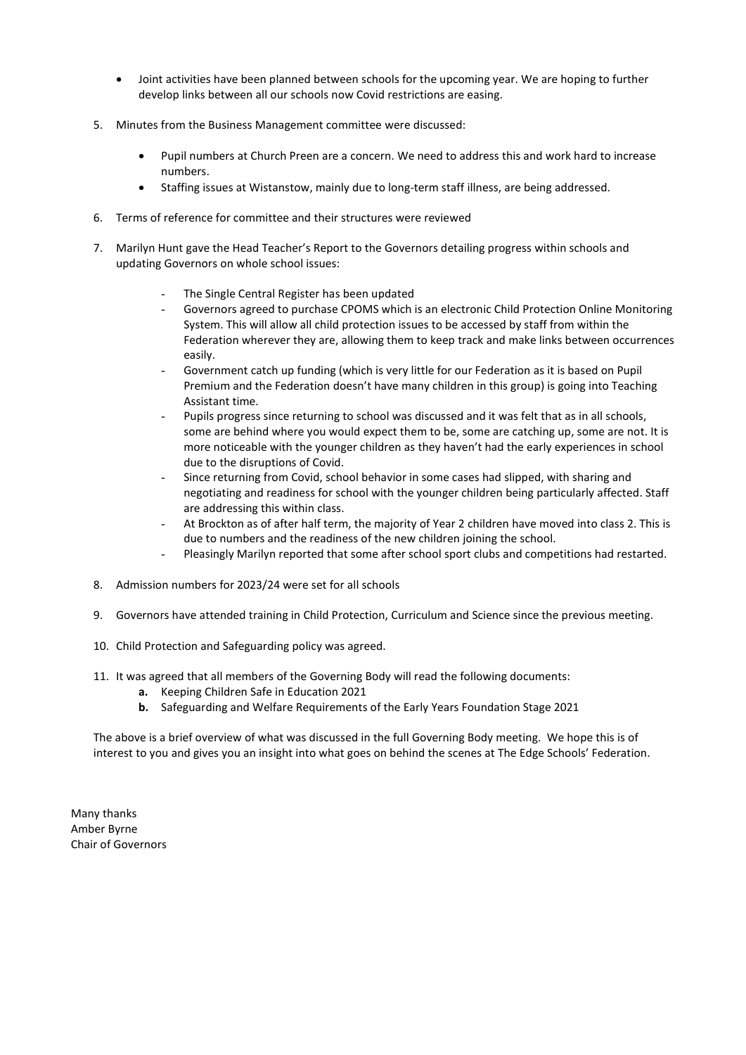- Joint activities have been planned between schools for the upcoming year. We are hoping to further develop links between all our schools now Covid restrictions are easing.

5. Minutes from the Business Management committee were discussed:

    - Pupil numbers at Church Preen are a concern. We need to address this and work hard to increase numbers.
    - Staffing issues at Wistanstow, mainly due to long-term staff illness, are being addressed.

6. Terms of reference for committee and their structures were reviewed

7. Marilyn Hunt gave the Head Teacher's Report to the Governors detailing progress within schools and updating Governors on whole school issues:

    - The Single Central Register has been updated
    - Governors agreed to purchase CPOMS which is an electronic Child Protection Online Monitoring System. This will allow all child protection issues to be accessed by staff from within the Federation wherever they are, allowing them to keep track and make links between occurrences easily.
    - Government catch up funding (which is very little for our Federation as it is based on Pupil Premium and the Federation doesn't have many children in this group) is going into Teaching Assistant time.
    - Pupils progress since returning to school was discussed and it was felt that as in all schools, some are behind where you would expect them to be, some are catching up, some are not. It is more noticeable with the younger children as they haven't had the early experiences in school due to the disruptions of Covid.
    - Since returning from Covid, school behavior in some cases had slipped, with sharing and negotiating and readiness for school with the younger children being particularly affected. Staff are addressing this within class.
    - At Brockton as of after half term, the majority of Year 2 children have moved into class 2. This is due to numbers and the readiness of the new children joining the school.
    - Pleasingly Marilyn reported that some after school sport clubs and competitions had restarted.

8. Admission numbers for 2023/24 were set for all schools

9. Governors have attended training in Child Protection, Curriculum and Science since the previous meeting.

10. Child Protection and Safeguarding policy was agreed.

11. It was agreed that all members of the Governing Body will read the following documents:
    **a.** Keeping Children Safe in Education 2021
    **b.** Safeguarding and Welfare Requirements of the Early Years Foundation Stage 2021

The above is a brief overview of what was discussed in the full Governing Body meeting. We hope this is of interest to you and gives you an insight into what goes on behind the scenes at The Edge Schools' Federation.

Many thanks
Amber Byrne
Chair of Governors